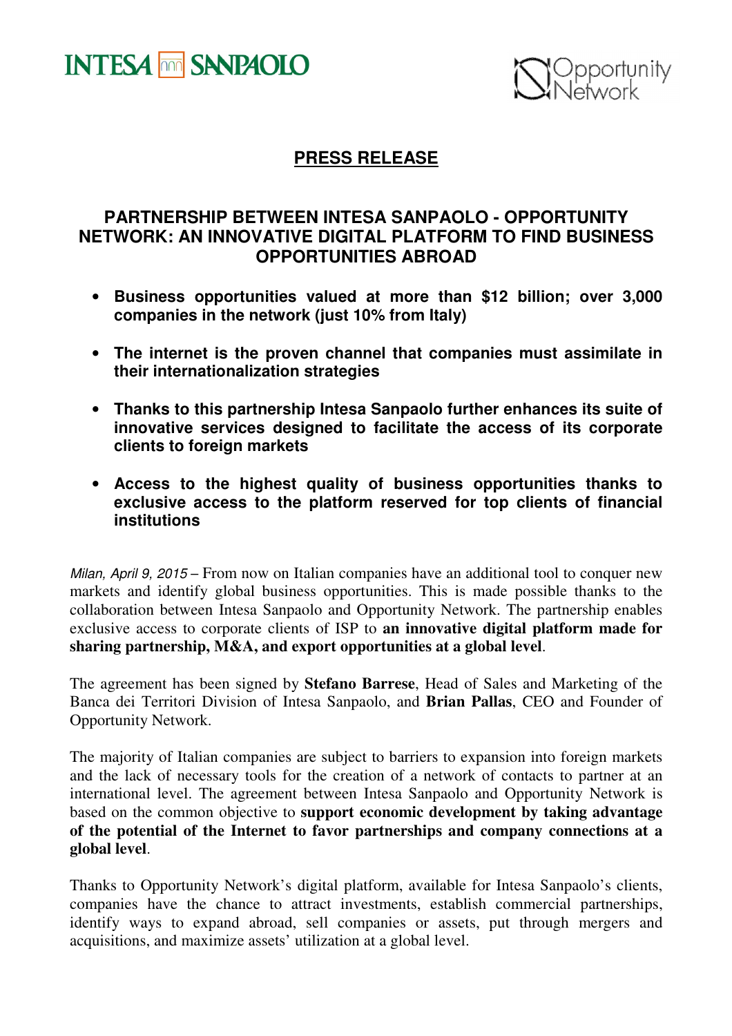INTESA SANPAOLO

Opportunity Network

## PRESS RELEASE

# PARTNERSHIP BETWEEN INTESA SANPAOLO - OPPORTUNITY NETWORK: AN INNOVATIVE DIGITAL PLATFORM TO FIND BUSINESS OPPORTUNITIES ABROAD

- **Business opportunities valued at more than $12 billion; over 3,000 companies in the network (just 10% from Italy)**
- **The internet is the proven channel that companies must assimilate in their internationalization strategies**
- **Thanks to this partnership Intesa Sanpaolo further enhances its suite of innovative services designed to facilitate the access of its corporate clients to foreign markets**
- **Access to the highest quality of business opportunities thanks to exclusive access to the platform reserved for top clients of financial institutions**

*Milan, April 9, 2015* – From now on Italian companies have an additional tool to conquer new markets and identify global business opportunities. This is made possible thanks to the collaboration between Intesa Sanpaolo and Opportunity Network. The partnership enables exclusive access to corporate clients of ISP to **an innovative digital platform made for sharing partnership, M&A, and export opportunities at a global level**.

The agreement has been signed by **Stefano Barrese**, Head of Sales and Marketing of the Banca dei Territori Division of Intesa Sanpaolo, and **Brian Pallas**, CEO and Founder of Opportunity Network.

The majority of Italian companies are subject to barriers to expansion into foreign markets and the lack of necessary tools for the creation of a network of contacts to partner at an international level. The agreement between Intesa Sanpaolo and Opportunity Network is based on the common objective to **support economic development by taking advantage of the potential of the Internet to favor partnerships and company connections at a global level**.

Thanks to Opportunity Network's digital platform, available for Intesa Sanpaolo's clients, companies have the chance to attract investments, establish commercial partnerships, identify ways to expand abroad, sell companies or assets, put through mergers and acquisitions, and maximize assets' utilization at a global level.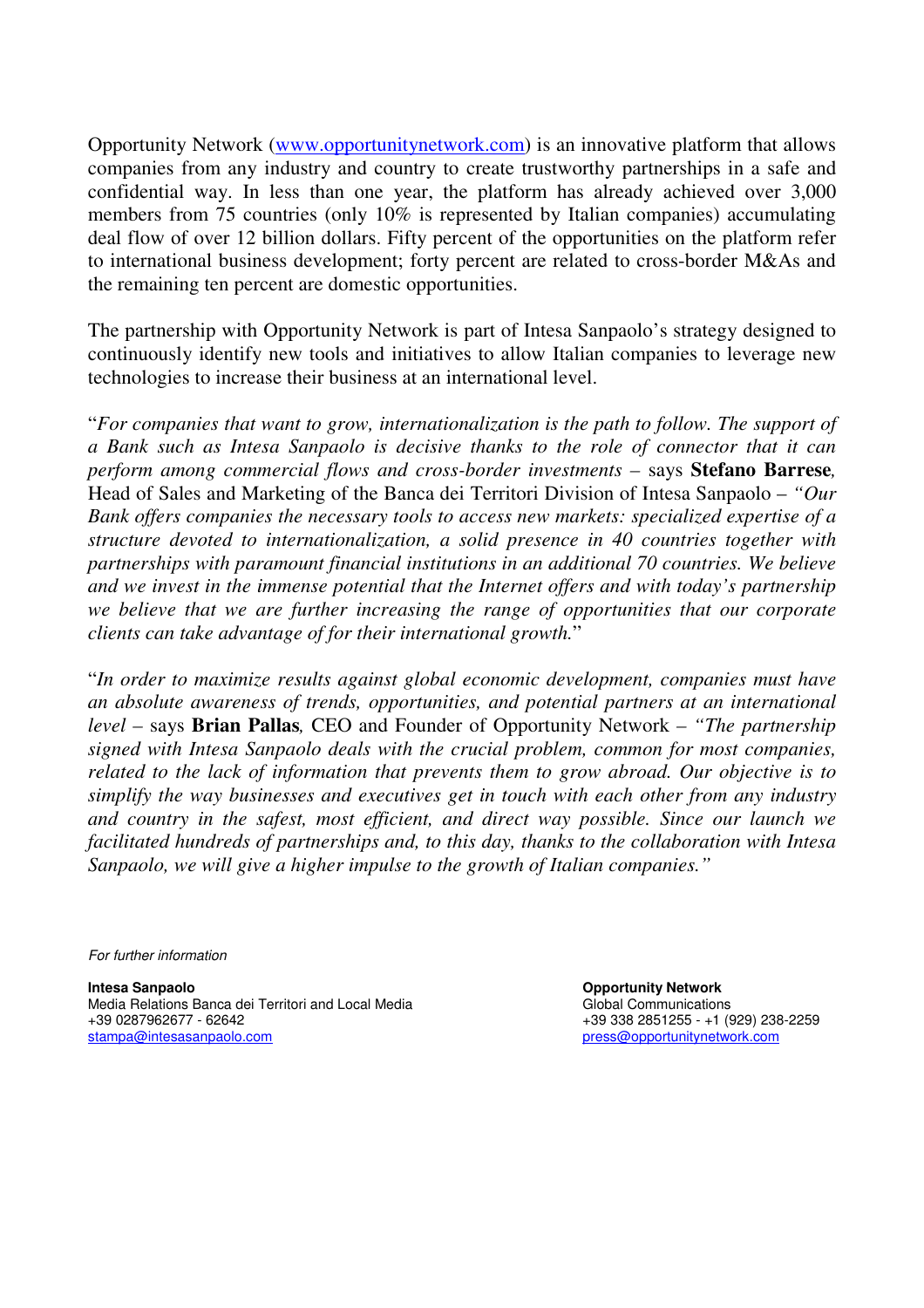Opportunity Network ([www.opportunitynetwork.com](http://www.opportunitynetwork.com)) is an innovative platform that allows companies from any industry and country to create trustworthy partnerships in a safe and confidential way. In less than one year, the platform has already achieved over 3,000 members from 75 countries (only 10% is represented by Italian companies) accumulating deal flow of over 12 billion dollars. Fifty percent of the opportunities on the platform refer to international business development; forty percent are related to cross-border M&As and the remaining ten percent are domestic opportunities.

The partnership with Opportunity Network is part of Intesa Sanpaolo's strategy designed to continuously identify new tools and initiatives to allow Italian companies to leverage new technologies to increase their business at an international level.

"*For companies that want to grow, internationalization is the path to follow. The support of a Bank such as Intesa Sanpaolo is decisive thanks to the role of connector that it can perform among commercial flows and cross-border investments* – says **Stefano Barrese***,* Head of Sales and Marketing of the Banca dei Territori Division of Intesa Sanpaolo – *"Our Bank offers companies the necessary tools to access new markets: specialized expertise of a structure devoted to internationalization, a solid presence in 40 countries together with partnerships with paramount financial institutions in an additional 70 countries. We believe and we invest in the immense potential that the Internet offers and with today's partnership we believe that we are further increasing the range of opportunities that our corporate clients can take advantage of for their international growth.*"

"*In order to maximize results against global economic development, companies must have an absolute awareness of trends, opportunities, and potential partners at an international level* – says **Brian Pallas***,* CEO and Founder of Opportunity Network – *"The partnership signed with Intesa Sanpaolo deals with the crucial problem, common for most companies, related to the lack of information that prevents them to grow abroad. Our objective is to simplify the way businesses and executives get in touch with each other from any industry and country in the safest, most efficient, and direct way possible. Since our launch we facilitated hundreds of partnerships and, to this day, thanks to the collaboration with Intesa Sanpaolo, we will give a higher impulse to the growth of Italian companies."*

*For further information*

**Intesa Sanpaolo**
Media Relations Banca dei Territori and Local Media
+39 0287962677 - 62642
[stampa@intesasanpaolo.com](mailto:stampa@intesasanpaolo.com)

**Opportunity Network**
Global Communications
+39 338 2851255 - +1 (929) 238-2259
[press@opportunitynetwork.com](mailto:press@opportunitynetwork.com)